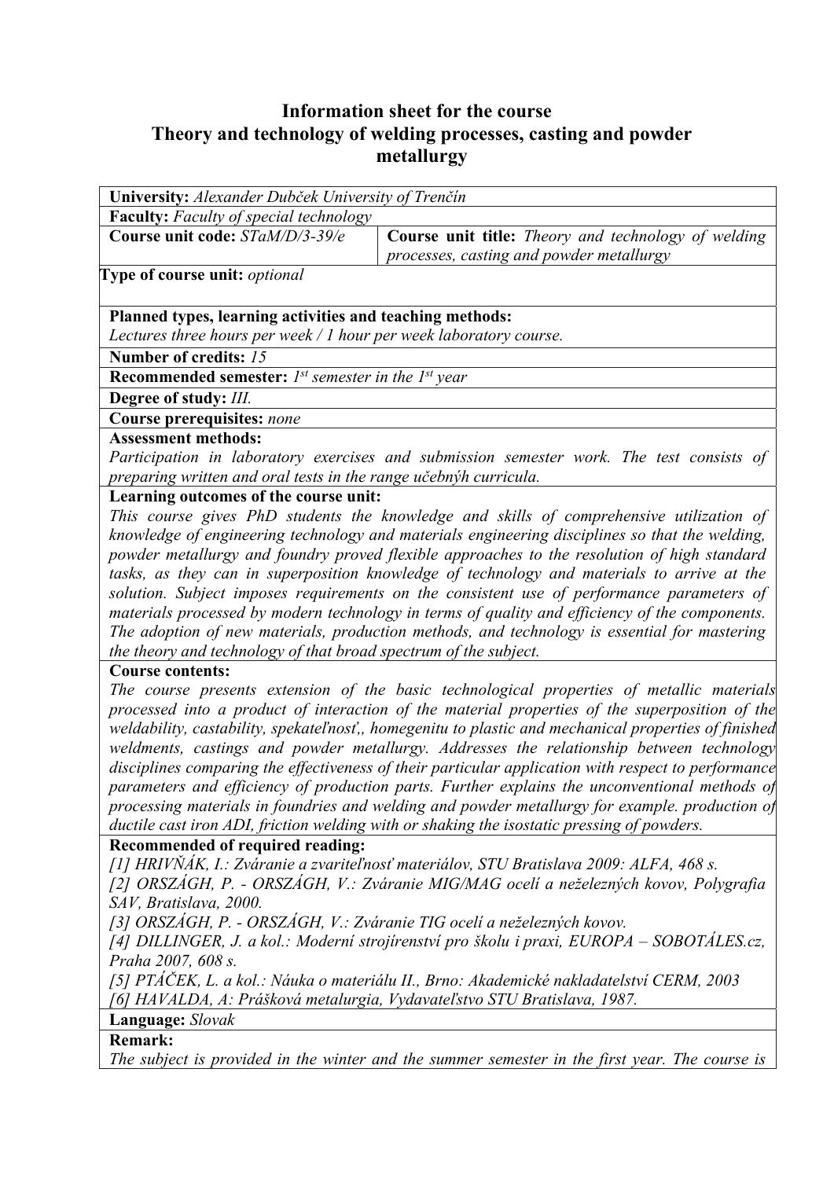# Information sheet for the course
# Theory and technology of welding processes, casting and powder metallurgy

**University:** *Alexander Dubček University of Trenčín*

**Faculty:** *Faculty of special technology*

| **Course unit code:** *STaM/D/3-39/e* | **Course unit title:** *Theory and technology of welding processes, casting and powder metallurgy* |
|---|---|

**Type of course unit:** *optional*

**Planned types, learning activities and teaching methods:**
*Lectures three hours per week / 1 hour per week laboratory course.*

**Number of credits:** *15*

**Recommended semester:** *1st semester in the 1st year*

**Degree of study:** *III.*

**Course prerequisites:** *none*

**Assessment methods:**
*Participation in laboratory exercises and submission semester work. The test consists of preparing written and oral tests in the range učebnýh curricula.*

**Learning outcomes of the course unit:**
*This course gives PhD students the knowledge and skills of comprehensive utilization of knowledge of engineering technology and materials engineering disciplines so that the welding, powder metallurgy and foundry proved flexible approaches to the resolution of high standard tasks, as they can in superposition knowledge of technology and materials to arrive at the solution. Subject imposes requirements on the consistent use of performance parameters of materials processed by modern technology in terms of quality and efficiency of the components. The adoption of new materials, production methods, and technology is essential for mastering the theory and technology of that broad spectrum of the subject.*

**Course contents:**
*The course presents extension of the basic technological properties of metallic materials processed into a product of interaction of the material properties of the superposition of the weldability, castability, spekateľnosť,, homegenitu to plastic and mechanical properties of finished weldments, castings and powder metallurgy. Addresses the relationship between technology disciplines comparing the effectiveness of their particular application with respect to performance parameters and efficiency of production parts. Further explains the unconventional methods of processing materials in foundries and welding and powder metallurgy for example. production of ductile cast iron ADI, friction welding with or shaking the isostatic pressing of powders.*

**Recommended of required reading:**
*[1] HRIVŇÁK, I.: Zváranie a zvariteľnosť materiálov, STU Bratislava 2009: ALFA, 468 s.*
*[2] ORSZÁGH, P. - ORSZÁGH, V.: Zváranie MIG/MAG ocelí a neželezných kovov, Polygrafia SAV, Bratislava, 2000.*
*[3] ORSZÁGH, P. - ORSZÁGH, V.: Zváranie TIG ocelí a neželezných kovov.*
*[4] DILLINGER, J. a kol.: Moderní strojírenství pro školu i praxi, EUROPA – SOBOTÁLES.cz, Praha 2007, 608 s.*
*[5] PTÁČEK, L. a kol.: Náuka o materiálu II., Brno: Akademické nakladatelství CERM, 2003*
*[6] HAVALDA, A: Prášková metalurgia, Vydavateľstvo STU Bratislava, 1987.*

**Language:** *Slovak*

**Remark:**
*The subject is provided in the winter and the summer semester in the first year. The course is*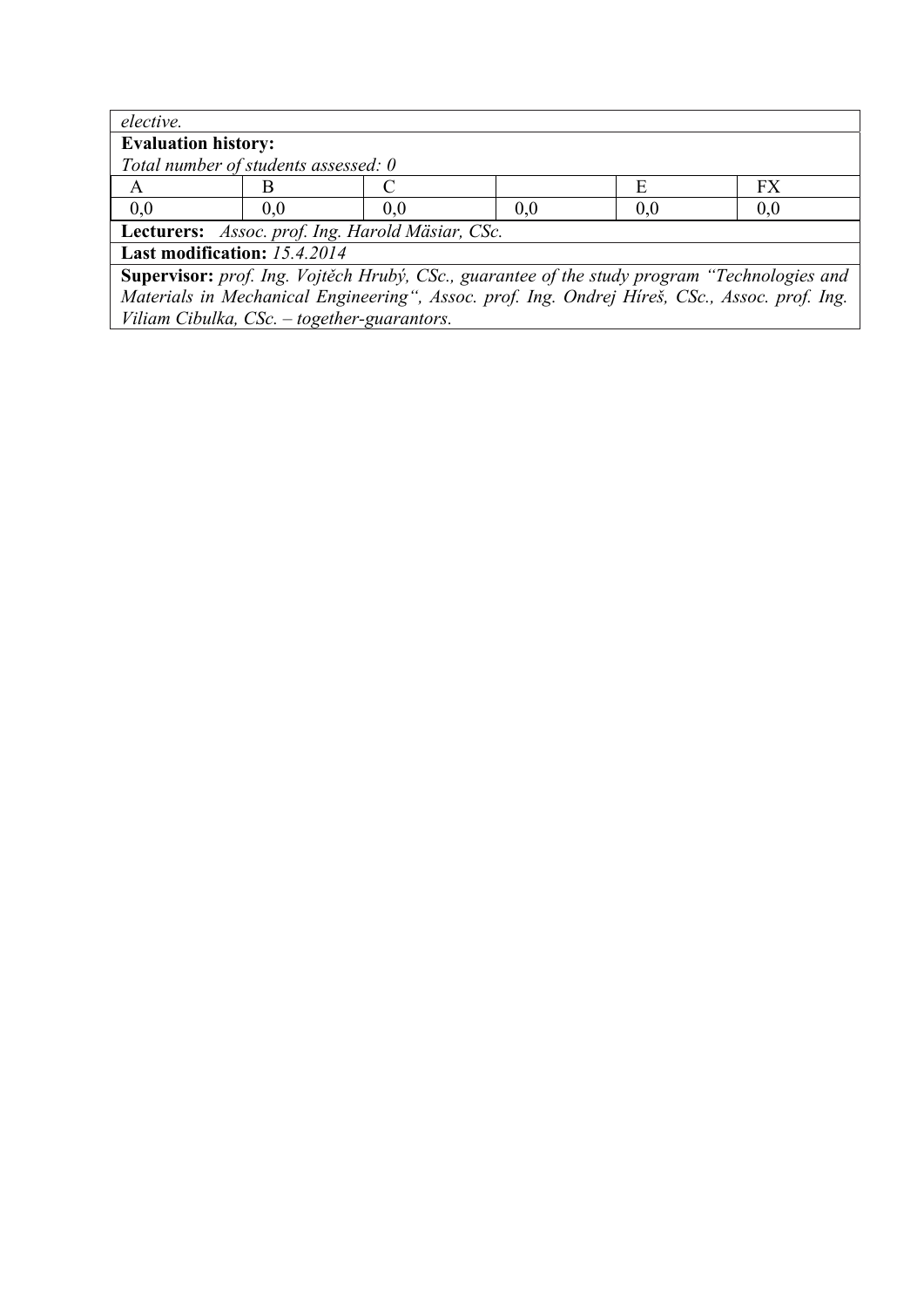*elective.*

**Evaluation history:**

*Total number of students assessed: 0*

| A | B | C | | E | FX |
|---|---|---|---|---|---|
| 0,0 | 0,0 | 0,0 | 0,0 | 0,0 | 0,0 |

**Lecturers:** *Assoc. prof. Ing. Harold Mäsiar, CSc.*

**Last modification:** *15.4.2014*

**Supervisor:** *prof. Ing. Vojtěch Hrubý, CSc., guarantee of the study program "Technologies and Materials in Mechanical Engineering", Assoc. prof. Ing. Ondrej Híreš, CSc., Assoc. prof. Ing. Viliam Cibulka, CSc. – together-guarantors.*